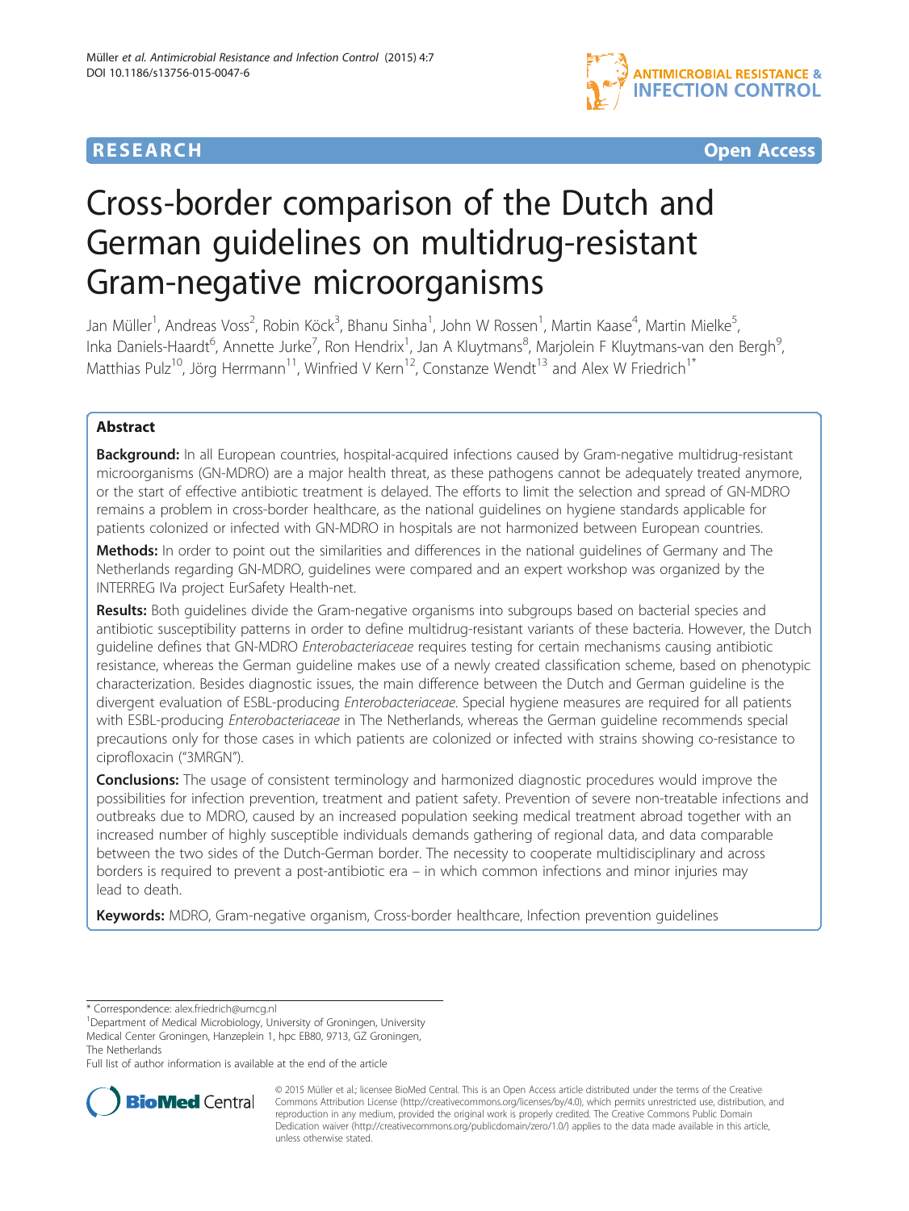RESEARCH Open Access

# Cross-border comparison of the Dutch and German guidelines on multidrug-resistant Gram-negative microorganisms

Jan Müller[1], Andreas Voss[2], Robin Köck[3], Bhanu Sinha[1], John W Rossen[1], Martin Kaase[4], Martin Mielke[5], Inka Daniels-Haardt[6], Annette Jurke[7], Ron Hendrix[1], Jan A Kluytmans[8], Marjolein F Kluytmans-van den Bergh[9], Matthias Pulz[10], Jörg Herrmann[11], Winfried V Kern[12], Constanze Wendt[13] and Alex W Friedrich[1*]

## Abstract

**Background:** In all European countries, hospital-acquired infections caused by Gram-negative multidrug-resistant microorganisms (GN-MDRO) are a major health threat, as these pathogens cannot be adequately treated anymore, or the start of effective antibiotic treatment is delayed. The efforts to limit the selection and spread of GN-MDRO remains a problem in cross-border healthcare, as the national guidelines on hygiene standards applicable for patients colonized or infected with GN-MDRO in hospitals are not harmonized between European countries.

**Methods:** In order to point out the similarities and differences in the national guidelines of Germany and The Netherlands regarding GN-MDRO, guidelines were compared and an expert workshop was organized by the INTERREG IVa project EurSafety Health-net.

**Results:** Both guidelines divide the Gram-negative organisms into subgroups based on bacterial species and antibiotic susceptibility patterns in order to define multidrug-resistant variants of these bacteria. However, the Dutch guideline defines that GN-MDRO *Enterobacteriaceae* requires testing for certain mechanisms causing antibiotic resistance, whereas the German guideline makes use of a newly created classification scheme, based on phenotypic characterization. Besides diagnostic issues, the main difference between the Dutch and German guideline is the divergent evaluation of ESBL-producing *Enterobacteriaceae*. Special hygiene measures are required for all patients with ESBL-producing *Enterobacteriaceae* in The Netherlands, whereas the German guideline recommends special precautions only for those cases in which patients are colonized or infected with strains showing co-resistance to ciprofloxacin ("3MRGN").

**Conclusions:** The usage of consistent terminology and harmonized diagnostic procedures would improve the possibilities for infection prevention, treatment and patient safety. Prevention of severe non-treatable infections and outbreaks due to MDRO, caused by an increased population seeking medical treatment abroad together with an increased number of highly susceptible individuals demands gathering of regional data, and data comparable between the two sides of the Dutch-German border. The necessity to cooperate multidisciplinary and across borders is required to prevent a post-antibiotic era – in which common infections and minor injuries may lead to death.

**Keywords:** MDRO, Gram-negative organism, Cross-border healthcare, Infection prevention guidelines

\* Correspondence: alex.friedrich@umcg.nl

[1]Department of Medical Microbiology, University of Groningen, University Medical Center Groningen, Hanzeplein 1, hpc EB80, 9713, GZ Groningen, The Netherlands

Full list of author information is available at the end of the article

© 2015 Müller et al.; licensee BioMed Central. This is an Open Access article distributed under the terms of the Creative Commons Attribution License (http://creativecommons.org/licenses/by/4.0), which permits unrestricted use, distribution, and reproduction in any medium, provided the original work is properly credited. The Creative Commons Public Domain Dedication waiver (http://creativecommons.org/publicdomain/zero/1.0/) applies to the data made available in this article, unless otherwise stated.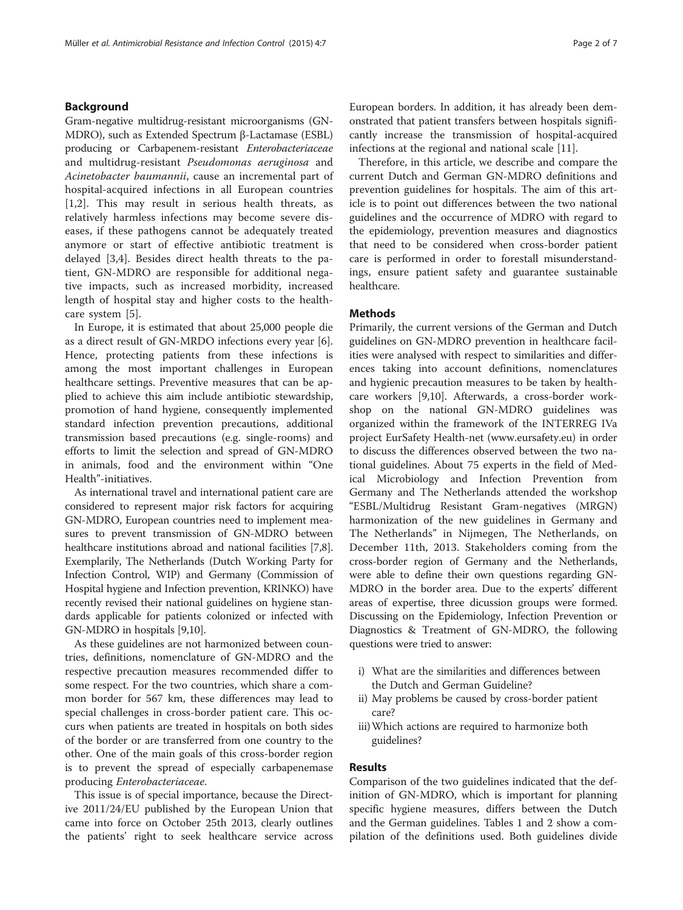## Background

Gram-negative multidrug-resistant microorganisms (GN-MDRO), such as Extended Spectrum β-Lactamase (ESBL) producing or Carbapenem-resistant *Enterobacteriaceae* and multidrug-resistant *Pseudomonas aeruginosa* and *Acinetobacter baumannii*, cause an incremental part of hospital-acquired infections in all European countries [1,2]. This may result in serious health threats, as relatively harmless infections may become severe diseases, if these pathogens cannot be adequately treated anymore or start of effective antibiotic treatment is delayed [3,4]. Besides direct health threats to the patient, GN-MDRO are responsible for additional negative impacts, such as increased morbidity, increased length of hospital stay and higher costs to the healthcare system [5].

In Europe, it is estimated that about 25,000 people die as a direct result of GN-MRDO infections every year [6]. Hence, protecting patients from these infections is among the most important challenges in European healthcare settings. Preventive measures that can be applied to achieve this aim include antibiotic stewardship, promotion of hand hygiene, consequently implemented standard infection prevention precautions, additional transmission based precautions (e.g. single-rooms) and efforts to limit the selection and spread of GN-MDRO in animals, food and the environment within "One Health"-initiatives.

As international travel and international patient care are considered to represent major risk factors for acquiring GN-MDRO, European countries need to implement measures to prevent transmission of GN-MDRO between healthcare institutions abroad and national facilities [7,8]. Exemplarily, The Netherlands (Dutch Working Party for Infection Control, WIP) and Germany (Commission of Hospital hygiene and Infection prevention, KRINKO) have recently revised their national guidelines on hygiene standards applicable for patients colonized or infected with GN-MDRO in hospitals [9,10].

As these guidelines are not harmonized between countries, definitions, nomenclature of GN-MDRO and the respective precaution measures recommended differ to some respect. For the two countries, which share a common border for 567 km, these differences may lead to special challenges in cross-border patient care. This occurs when patients are treated in hospitals on both sides of the border or are transferred from one country to the other. One of the main goals of this cross-border region is to prevent the spread of especially carbapenemase producing *Enterobacteriaceae*.

This issue is of special importance, because the Directive 2011/24/EU published by the European Union that came into force on October 25th 2013, clearly outlines the patients' right to seek healthcare service across European borders. In addition, it has already been demonstrated that patient transfers between hospitals significantly increase the transmission of hospital-acquired infections at the regional and national scale [11].

Therefore, in this article, we describe and compare the current Dutch and German GN-MDRO definitions and prevention guidelines for hospitals. The aim of this article is to point out differences between the two national guidelines and the occurrence of MDRO with regard to the epidemiology, prevention measures and diagnostics that need to be considered when cross-border patient care is performed in order to forestall misunderstandings, ensure patient safety and guarantee sustainable healthcare.

## Methods

Primarily, the current versions of the German and Dutch guidelines on GN-MDRO prevention in healthcare facilities were analysed with respect to similarities and differences taking into account definitions, nomenclatures and hygienic precaution measures to be taken by healthcare workers [9,10]. Afterwards, a cross-border workshop on the national GN-MDRO guidelines was organized within the framework of the INTERREG IVa project EurSafety Health-net (www.eursafety.eu) in order to discuss the differences observed between the two national guidelines. About 75 experts in the field of Medical Microbiology and Infection Prevention from Germany and The Netherlands attended the workshop "ESBL/Multidrug Resistant Gram-negatives (MRGN) harmonization of the new guidelines in Germany and The Netherlands" in Nijmegen, The Netherlands, on December 11th, 2013. Stakeholders coming from the cross-border region of Germany and the Netherlands, were able to define their own questions regarding GN-MDRO in the border area. Due to the experts' different areas of expertise, three dicussion groups were formed. Discussing on the Epidemiology, Infection Prevention or Diagnostics & Treatment of GN-MDRO, the following questions were tried to answer:

i) What are the similarities and differences between the Dutch and German Guideline?
ii) May problems be caused by cross-border patient care?
iii) Which actions are required to harmonize both guidelines?

## Results

Comparison of the two guidelines indicated that the definition of GN-MDRO, which is important for planning specific hygiene measures, differs between the Dutch and the German guidelines. Tables 1 and 2 show a compilation of the definitions used. Both guidelines divide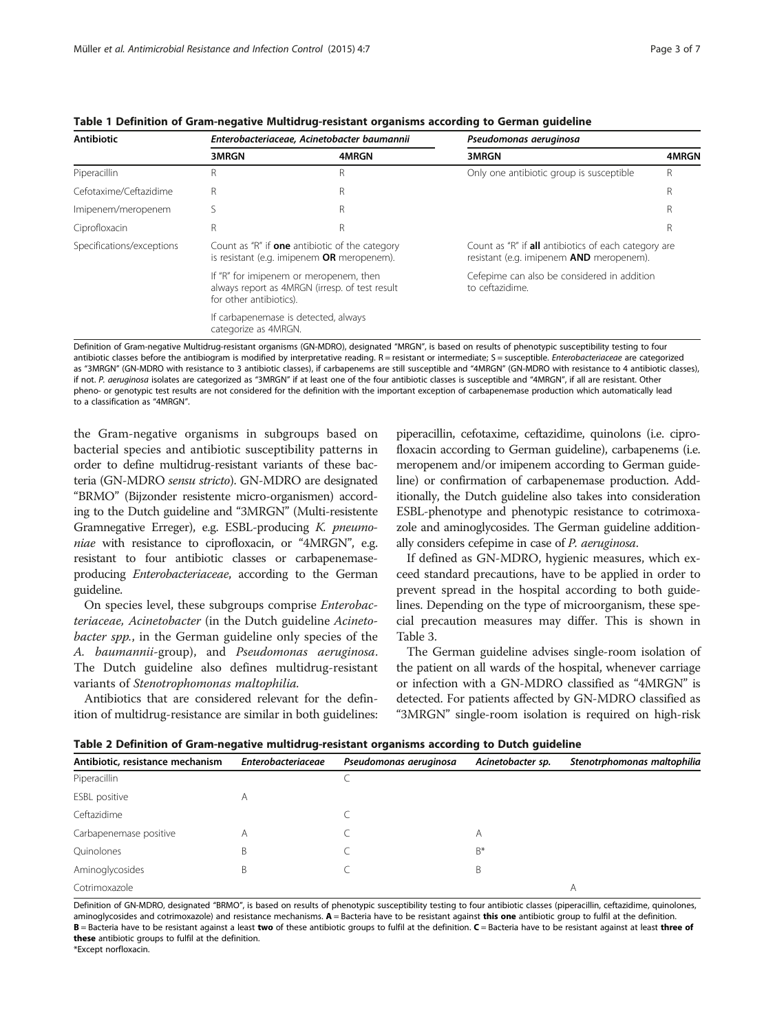**Table 1 Definition of Gram-negative Multidrug-resistant organisms according to German guideline**

| Antibiotic | *Enterobacteriaceae, Acinetobacter baumannii* | | *Pseudomonas aeruginosa* | |
|---|---|---|---|---|
| | **3MRGN** | **4MRGN** | **3MRGN** | **4MRGN** |
| Piperacillin | R | R | Only one antibiotic group is susceptible | R |
| Cefotaxime/Ceftazidime | R | R | | R |
| Imipenem/meropenem | S | R | | R |
| Ciprofloxacin | R | R | | R |
| Specifications/exceptions | Count as "R" if **one** antibiotic of the category is resistant (e.g. imipenem **OR** meropenem). | | Count as "R" if **all** antibiotics of each category are resistant (e.g. imipenem **AND** meropenem). | |
| | If "R" for imipenem or meropenem, then always report as 4MRGN (irresp. of test result for other antibiotics). | | Cefepime can also be considered in addition to ceftazidime. | |
| | If carbapenemase is detected, always categorize as 4MRGN. | | | |

Definition of Gram-negative Multidrug-resistant organisms (GN-MDRO), designated "MRGN", is based on results of phenotypic susceptibility testing to four antibiotic classes before the antibiogram is modified by interpretative reading. R = resistant or intermediate; S = susceptible. *Enterobacteriaceae* are categorized as "3MRGN" (GN-MDRO with resistance to 3 antibiotic classes), if carbapenems are still susceptible and "4MRGN" (GN-MDRO with resistance to 4 antibiotic classes), if not. *P. aeruginosa* isolates are categorized as "3MRGN" if at least one of the four antibiotic classes is susceptible and "4MRGN", if all are resistant. Other pheno- or genotypic test results are not considered for the definition with the important exception of carbapenemase production which automatically lead to a classification as "4MRGN".

the Gram-negative organisms in subgroups based on bacterial species and antibiotic susceptibility patterns in order to define multidrug-resistant variants of these bacteria (GN-MDRO *sensu stricto*). GN-MDRO are designated "BRMO" (Bijzonder resistente micro-organismen) according to the Dutch guideline and "3MRGN" (Multi-resistente Gramnegative Erreger), e.g. ESBL-producing *K. pneumoniae* with resistance to ciprofloxacin, or "4MRGN", e.g. resistant to four antibiotic classes or carbapenemase-producing *Enterobacteriaceae*, according to the German guideline.

On species level, these subgroups comprise *Enterobacteriaceae, Acinetobacter* (in the Dutch guideline *Acinetobacter spp.*, in the German guideline only species of the *A. baumannii*-group), and *Pseudomonas aeruginosa*. The Dutch guideline also defines multidrug-resistant variants of *Stenotrophomonas maltophilia.*

Antibiotics that are considered relevant for the definition of multidrug-resistance are similar in both guidelines: piperacillin, cefotaxime, ceftazidime, quinolons (i.e. ciprofloxacin according to German guideline), carbapenems (i.e. meropenem and/or imipenem according to German guideline) or confirmation of carbapenemase production. Additionally, the Dutch guideline also takes into consideration ESBL-phenotype and phenotypic resistance to cotrimoxazole and aminoglycosides. The German guideline additionally considers cefepime in case of *P. aeruginosa*.

If defined as GN-MDRO, hygienic measures, which exceed standard precautions, have to be applied in order to prevent spread in the hospital according to both guidelines. Depending on the type of microorganism, these special precaution measures may differ. This is shown in Table 3.

The German guideline advises single-room isolation of the patient on all wards of the hospital, whenever carriage or infection with a GN-MDRO classified as "4MRGN" is detected. For patients affected by GN-MDRO classified as "3MRGN" single-room isolation is required on high-risk

**Table 2 Definition of Gram-negative multidrug-resistant organisms according to Dutch guideline**

| Antibiotic, resistance mechanism | *Enterobacteriaceae* | *Pseudomonas aeruginosa* | *Acinetobacter sp.* | *Stenotrphomonas maltophilia* |
|---|---|---|---|---|
| Piperacillin | | C | | |
| ESBL positive | A | | | |
| Ceftazidime | | C | | |
| Carbapenemase positive | A | C | A | |
| Quinolones | B | C | B* | |
| Aminoglycosides | B | C | B | |
| Cotrimoxazole | | | | A |

Definition of GN-MDRO, designated "BRMO", is based on results of phenotypic susceptibility testing to four antibiotic classes (piperacillin, ceftazidime, quinolones, aminoglycosides and cotrimoxazole) and resistance mechanisms. **A** = Bacteria have to be resistant against **this one** antibiotic group to fulfil at the definition. **B** = Bacteria have to be resistant against a least **two** of these antibiotic groups to fulfil at the definition. **C** = Bacteria have to be resistant against at least **three of these** antibiotic groups to fulfil at the definition.
*Except norfloxacin.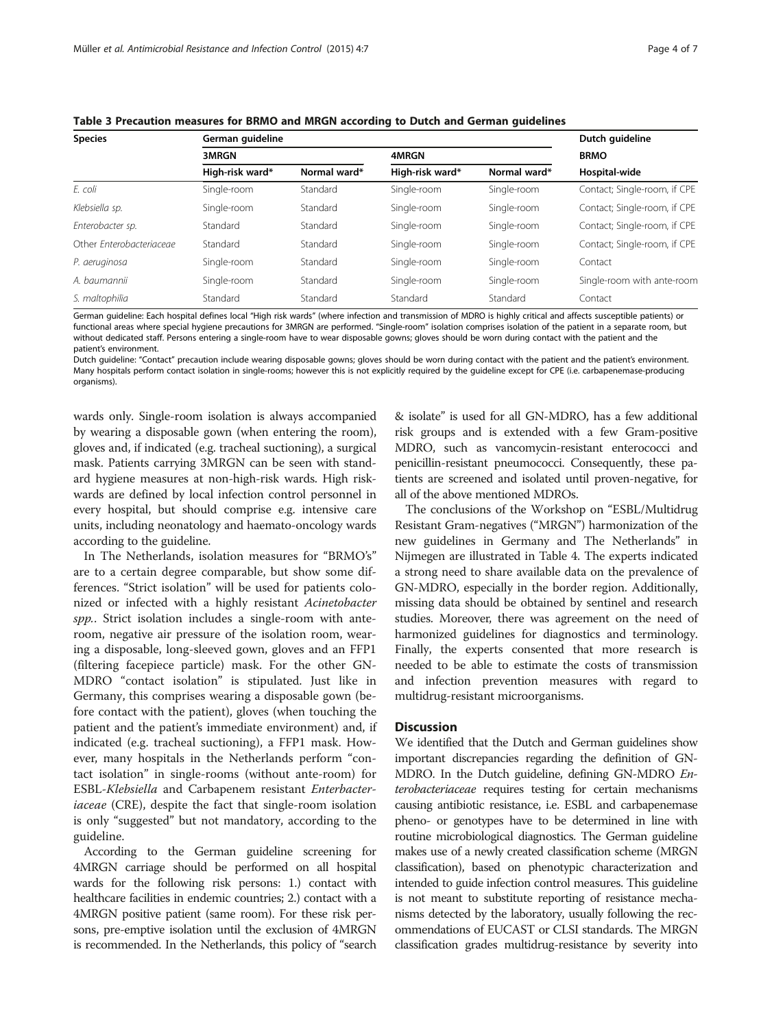**Table 3 Precaution measures for BRMO and MRGN according to Dutch and German guidelines**

| Species | German guideline | | | | Dutch guideline |
|---|---|---|---|---|---|
| | 3MRGN | | 4MRGN | | BRMO |
| | High-risk ward* | Normal ward* | High-risk ward* | Normal ward* | Hospital-wide |
| *E. coli* | Single-room | Standard | Single-room | Single-room | Contact; Single-room, if CPE |
| *Klebsiella sp.* | Single-room | Standard | Single-room | Single-room | Contact; Single-room, if CPE |
| *Enterobacter sp.* | Standard | Standard | Single-room | Single-room | Contact; Single-room, if CPE |
| Other *Enterobacteriaceae* | Standard | Standard | Single-room | Single-room | Contact; Single-room, if CPE |
| *P. aeruginosa* | Single-room | Standard | Single-room | Single-room | Contact |
| *A. baumannii* | Single-room | Standard | Single-room | Single-room | Single-room with ante-room |
| *S. maltophilia* | Standard | Standard | Standard | Standard | Contact |

German guideline: Each hospital defines local "High risk wards" (where infection and transmission of MDRO is highly critical and affects susceptible patients) or functional areas where special hygiene precautions for 3MRGN are performed. "Single-room" isolation comprises isolation of the patient in a separate room, but without dedicated staff. Persons entering a single-room have to wear disposable gowns; gloves should be worn during contact with the patient and the patient's environment.

Dutch guideline: "Contact" precaution include wearing disposable gowns; gloves should be worn during contact with the patient and the patient's environment. Many hospitals perform contact isolation in single-rooms; however this is not explicitly required by the guideline except for CPE (i.e. carbapenemase-producing organisms).

wards only. Single-room isolation is always accompanied by wearing a disposable gown (when entering the room), gloves and, if indicated (e.g. tracheal suctioning), a surgical mask. Patients carrying 3MRGN can be seen with standard hygiene measures at non-high-risk wards. High risk-wards are defined by local infection control personnel in every hospital, but should comprise e.g. intensive care units, including neonatology and haemato-oncology wards according to the guideline.

In The Netherlands, isolation measures for "BRMO's" are to a certain degree comparable, but show some differences. "Strict isolation" will be used for patients colonized or infected with a highly resistant *Acinetobacter spp.*. Strict isolation includes a single-room with anteroom, negative air pressure of the isolation room, wearing a disposable, long-sleeved gown, gloves and an FFP1 (filtering facepiece particle) mask. For the other GN-MDRO "contact isolation" is stipulated. Just like in Germany, this comprises wearing a disposable gown (before contact with the patient), gloves (when touching the patient and the patient's immediate environment) and, if indicated (e.g. tracheal suctioning), a FFP1 mask. However, many hospitals in the Netherlands perform "contact isolation" in single-rooms (without ante-room) for ESBL-*Klebsiella* and Carbapenem resistant *Enterbacteriaceae* (CRE), despite the fact that single-room isolation is only "suggested" but not mandatory, according to the guideline.

According to the German guideline screening for 4MRGN carriage should be performed on all hospital wards for the following risk persons: 1.) contact with healthcare facilities in endemic countries; 2.) contact with a 4MRGN positive patient (same room). For these risk persons, pre-emptive isolation until the exclusion of 4MRGN is recommended. In the Netherlands, this policy of "search & isolate" is used for all GN-MDRO, has a few additional risk groups and is extended with a few Gram-positive MDRO, such as vancomycin-resistant enterococci and penicillin-resistant pneumococci. Consequently, these patients are screened and isolated until proven-negative, for all of the above mentioned MDROs.

The conclusions of the Workshop on "ESBL/Multidrug Resistant Gram-negatives ("MRGN") harmonization of the new guidelines in Germany and The Netherlands" in Nijmegen are illustrated in Table 4. The experts indicated a strong need to share available data on the prevalence of GN-MDRO, especially in the border region. Additionally, missing data should be obtained by sentinel and research studies. Moreover, there was agreement on the need of harmonized guidelines for diagnostics and terminology. Finally, the experts consented that more research is needed to be able to estimate the costs of transmission and infection prevention measures with regard to multidrug-resistant microorganisms.

## Discussion

We identified that the Dutch and German guidelines show important discrepancies regarding the definition of GN-MDRO. In the Dutch guideline, defining GN-MDRO *Enterobacteriaceae* requires testing for certain mechanisms causing antibiotic resistance, i.e. ESBL and carbapenemase pheno- or genotypes have to be determined in line with routine microbiological diagnostics. The German guideline makes use of a newly created classification scheme (MRGN classification), based on phenotypic characterization and intended to guide infection control measures. This guideline is not meant to substitute reporting of resistance mechanisms detected by the laboratory, usually following the recommendations of EUCAST or CLSI standards. The MRGN classification grades multidrug-resistance by severity into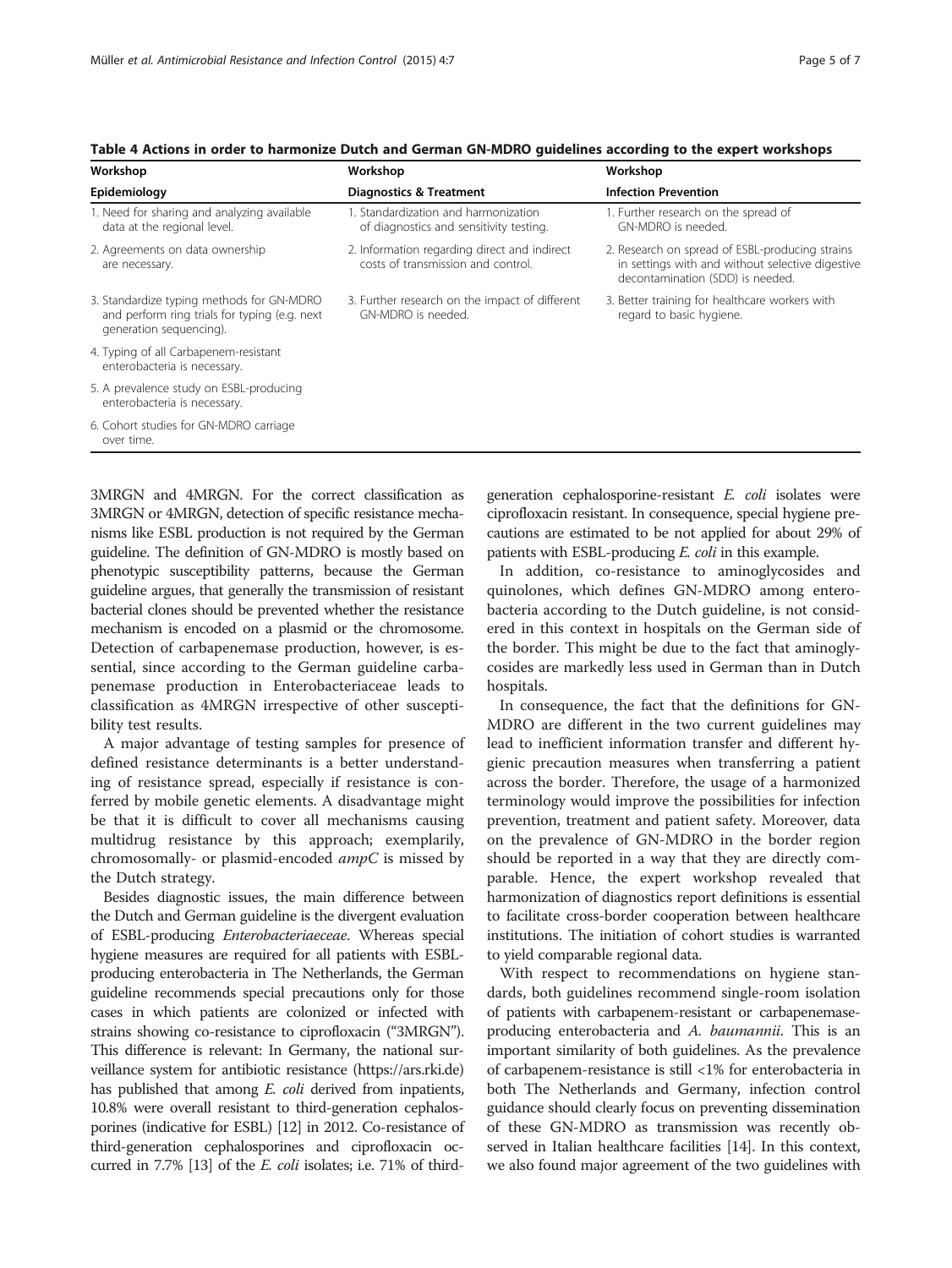**Table 4 Actions in order to harmonize Dutch and German GN-MDRO guidelines according to the expert workshops**

| Workshop | Workshop | Workshop |
|---|---|---|
| **Epidemiology** | **Diagnostics & Treatment** | **Infection Prevention** |
| 1. Need for sharing and analyzing available data at the regional level. | 1. Standardization and harmonization of diagnostics and sensitivity testing. | 1. Further research on the spread of GN-MDRO is needed. |
| 2. Agreements on data ownership are necessary. | 2. Information regarding direct and indirect costs of transmission and control. | 2. Research on spread of ESBL-producing strains in settings with and without selective digestive decontamination (SDD) is needed. |
| 3. Standardize typing methods for GN-MDRO and perform ring trials for typing (e.g. next generation sequencing). | 3. Further research on the impact of different GN-MDRO is needed. | 3. Better training for healthcare workers with regard to basic hygiene. |
| 4. Typing of all Carbapenem-resistant enterobacteria is necessary. | | |
| 5. A prevalence study on ESBL-producing enterobacteria is necessary. | | |
| 6. Cohort studies for GN-MDRO carriage over time. | | |

3MRGN and 4MRGN. For the correct classification as 3MRGN or 4MRGN, detection of specific resistance mechanisms like ESBL production is not required by the German guideline. The definition of GN-MDRO is mostly based on phenotypic susceptibility patterns, because the German guideline argues, that generally the transmission of resistant bacterial clones should be prevented whether the resistance mechanism is encoded on a plasmid or the chromosome. Detection of carbapenemase production, however, is essential, since according to the German guideline carbapenemase production in Enterobacteriaceae leads to classification as 4MRGN irrespective of other susceptibility test results.

A major advantage of testing samples for presence of defined resistance determinants is a better understanding of resistance spread, especially if resistance is conferred by mobile genetic elements. A disadvantage might be that it is difficult to cover all mechanisms causing multidrug resistance by this approach; exemplarily, chromosomally- or plasmid-encoded *ampC* is missed by the Dutch strategy.

Besides diagnostic issues, the main difference between the Dutch and German guideline is the divergent evaluation of ESBL-producing *Enterobacteriaceae*. Whereas special hygiene measures are required for all patients with ESBL-producing enterobacteria in The Netherlands, the German guideline recommends special precautions only for those cases in which patients are colonized or infected with strains showing co-resistance to ciprofloxacin ("3MRGN"). This difference is relevant: In Germany, the national surveillance system for antibiotic resistance (https://ars.rki.de) has published that among *E. coli* derived from inpatients, 10.8% were overall resistant to third-generation cephalosporines (indicative for ESBL) [12] in 2012. Co-resistance of third-generation cephalosporines and ciprofloxacin occurred in 7.7% [13] of the *E. coli* isolates; i.e. 71% of third-generation cephalosporine-resistant *E. coli* isolates were ciprofloxacin resistant. In consequence, special hygiene precautions are estimated to be not applied for about 29% of patients with ESBL-producing *E. coli* in this example.

In addition, co-resistance to aminoglycosides and quinolones, which defines GN-MDRO among enterobacteria according to the Dutch guideline, is not considered in this context in hospitals on the German side of the border. This might be due to the fact that aminoglycosides are markedly less used in German than in Dutch hospitals.

In consequence, the fact that the definitions for GN-MDRO are different in the two current guidelines may lead to inefficient information transfer and different hygienic precaution measures when transferring a patient across the border. Therefore, the usage of a harmonized terminology would improve the possibilities for infection prevention, treatment and patient safety. Moreover, data on the prevalence of GN-MDRO in the border region should be reported in a way that they are directly comparable. Hence, the expert workshop revealed that harmonization of diagnostics report definitions is essential to facilitate cross-border cooperation between healthcare institutions. The initiation of cohort studies is warranted to yield comparable regional data.

With respect to recommendations on hygiene standards, both guidelines recommend single-room isolation of patients with carbapenem-resistant or carbapenemase-producing enterobacteria and *A. baumannii*. This is an important similarity of both guidelines. As the prevalence of carbapenem-resistance is still <1% for enterobacteria in both The Netherlands and Germany, infection control guidance should clearly focus on preventing dissemination of these GN-MDRO as transmission was recently observed in Italian healthcare facilities [14]. In this context, we also found major agreement of the two guidelines with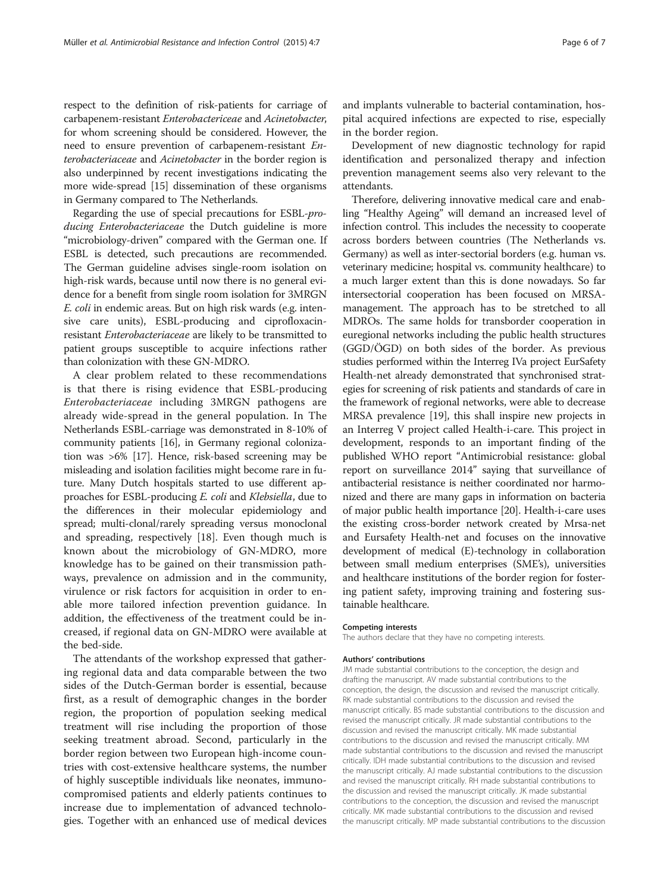respect to the definition of risk-patients for carriage of carbapenem-resistant *Enterobactericeae* and *Acinetobacter*, for whom screening should be considered. However, the need to ensure prevention of carbapenem-resistant *Enterobacteriaceae* and *Acinetobacter* in the border region is also underpinned by recent investigations indicating the more wide-spread [15] dissemination of these organisms in Germany compared to The Netherlands.

Regarding the use of special precautions for ESBL-*producing Enterobacteriaceae* the Dutch guideline is more "microbiology-driven" compared with the German one. If ESBL is detected, such precautions are recommended. The German guideline advises single-room isolation on high-risk wards, because until now there is no general evidence for a benefit from single room isolation for 3MRGN *E. coli* in endemic areas. But on high risk wards (e.g. intensive care units), ESBL-producing and ciprofloxacin-resistant *Enterobacteriaceae* are likely to be transmitted to patient groups susceptible to acquire infections rather than colonization with these GN-MDRO.

A clear problem related to these recommendations is that there is rising evidence that ESBL-producing *Enterobacteriaceae* including 3MRGN pathogens are already wide-spread in the general population. In The Netherlands ESBL-carriage was demonstrated in 8-10% of community patients [16], in Germany regional colonization was >6% [17]. Hence, risk-based screening may be misleading and isolation facilities might become rare in future. Many Dutch hospitals started to use different approaches for ESBL-producing *E. coli* and *Klebsiella*, due to the differences in their molecular epidemiology and spread; multi-clonal/rarely spreading versus monoclonal and spreading, respectively [18]. Even though much is known about the microbiology of GN-MDRO, more knowledge has to be gained on their transmission pathways, prevalence on admission and in the community, virulence or risk factors for acquisition in order to enable more tailored infection prevention guidance. In addition, the effectiveness of the treatment could be increased, if regional data on GN-MDRO were available at the bed-side.

The attendants of the workshop expressed that gathering regional data and data comparable between the two sides of the Dutch-German border is essential, because first, as a result of demographic changes in the border region, the proportion of population seeking medical treatment will rise including the proportion of those seeking treatment abroad. Second, particularly in the border region between two European high-income countries with cost-extensive healthcare systems, the number of highly susceptible individuals like neonates, immunocompromised patients and elderly patients continues to increase due to implementation of advanced technologies. Together with an enhanced use of medical devices and implants vulnerable to bacterial contamination, hospital acquired infections are expected to rise, especially in the border region.

Development of new diagnostic technology for rapid identification and personalized therapy and infection prevention management seems also very relevant to the attendants.

Therefore, delivering innovative medical care and enabling "Healthy Ageing" will demand an increased level of infection control. This includes the necessity to cooperate across borders between countries (The Netherlands vs. Germany) as well as inter-sectorial borders (e.g. human vs. veterinary medicine; hospital vs. community healthcare) to a much larger extent than this is done nowadays. So far intersectorial cooperation has been focused on MRSA-management. The approach has to be stretched to all MDROs. The same holds for transborder cooperation in euregional networks including the public health structures (GGD/ÖGD) on both sides of the border. As previous studies performed within the Interreg IVa project EurSafety Health-net already demonstrated that synchronised strategies for screening of risk patients and standards of care in the framework of regional networks, were able to decrease MRSA prevalence [19], this shall inspire new projects in an Interreg V project called Health-i-care. This project in development, responds to an important finding of the published WHO report "Antimicrobial resistance: global report on surveillance 2014" saying that surveillance of antibacterial resistance is neither coordinated nor harmonized and there are many gaps in information on bacteria of major public health importance [20]. Health-i-care uses the existing cross-border network created by Mrsa-net and Eursafety Health-net and focuses on the innovative development of medical (E)-technology in collaboration between small medium enterprises (SME's), universities and healthcare institutions of the border region for fostering patient safety, improving training and fostering sustainable healthcare.

#### Competing interests
The authors declare that they have no competing interests.

#### Authors' contributions
JM made substantial contributions to the conception, the design and drafting the manuscript. AV made substantial contributions to the conception, the design, the discussion and revised the manuscript critically. RK made substantial contributions to the discussion and revised the manuscript critically. BS made substantial contributions to the discussion and revised the manuscript critically. JR made substantial contributions to the discussion and revised the manuscript critically. MK made substantial contributions to the discussion and revised the manuscript critically. MM made substantial contributions to the discussion and revised the manuscript critically. IDH made substantial contributions to the discussion and revised the manuscript critically. AJ made substantial contributions to the discussion and revised the manuscript critically. RH made substantial contributions to the discussion and revised the manuscript critically. JK made substantial contributions to the conception, the discussion and revised the manuscript critically. MK made substantial contributions to the discussion and revised the manuscript critically. MP made substantial contributions to the discussion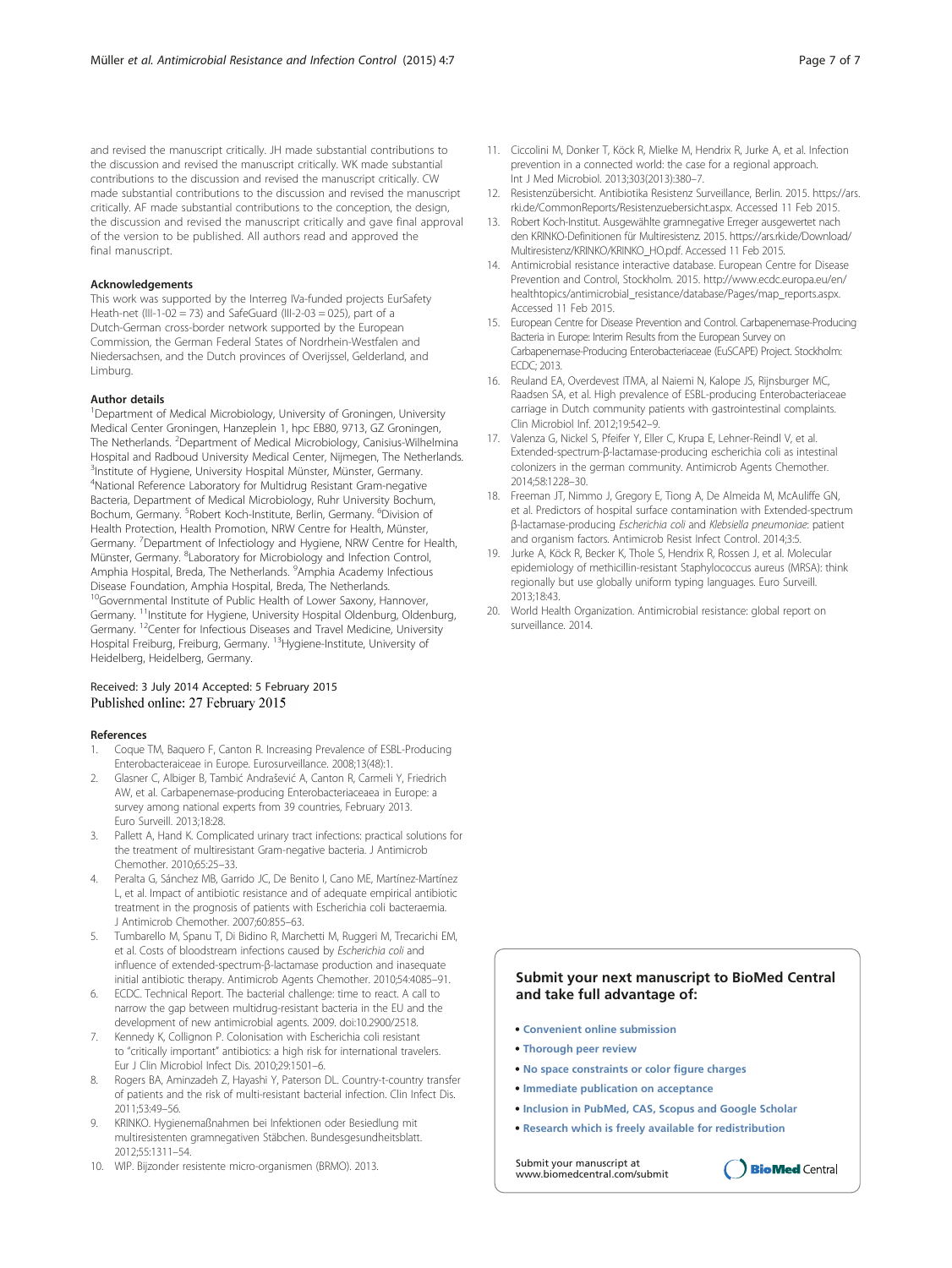and revised the manuscript critically. JH made substantial contributions to the discussion and revised the manuscript critically. WK made substantial contributions to the discussion and revised the manuscript critically. CW made substantial contributions to the discussion and revised the manuscript critically. AF made substantial contributions to the conception, the design, the discussion and revised the manuscript critically and gave final approval of the version to be published. All authors read and approved the final manuscript.

#### Acknowledgements

This work was supported by the Interreg IVa-funded projects EurSafety Heath-net (III-1-02 = 73) and SafeGuard (III-2-03 = 025), part of a Dutch-German cross-border network supported by the European Commission, the German Federal States of Nordrhein-Westfalen and Niedersachsen, and the Dutch provinces of Overijssel, Gelderland, and Limburg.

#### Author details

[1]Department of Medical Microbiology, University of Groningen, University Medical Center Groningen, Hanzeplein 1, hpc EB80, 9713, GZ Groningen, The Netherlands. [2]Department of Medical Microbiology, Canisius-Wilhelmina Hospital and Radboud University Medical Center, Nijmegen, The Netherlands. [3]Institute of Hygiene, University Hospital Münster, Münster, Germany. [4]National Reference Laboratory for Multidrug Resistant Gram-negative Bacteria, Department of Medical Microbiology, Ruhr University Bochum, Bochum, Germany. [5]Robert Koch-Institute, Berlin, Germany. [6]Division of Health Protection, Health Promotion, NRW Centre for Health, Münster, Germany. [7]Department of Infectiology and Hygiene, NRW Centre for Health, Münster, Germany. [8]Laboratory for Microbiology and Infection Control, Amphia Hospital, Breda, The Netherlands. [9]Amphia Academy Infectious Disease Foundation, Amphia Hospital, Breda, The Netherlands. [10]Governmental Institute of Public Health of Lower Saxony, Hannover, Germany. [11]Institute for Hygiene, University Hospital Oldenburg, Oldenburg, Germany. [12]Center for Infectious Diseases and Travel Medicine, University Hospital Freiburg, Freiburg, Germany. [13]Hygiene-Institute, University of Heidelberg, Heidelberg, Germany.

Received: 3 July 2014 Accepted: 5 February 2015
Published online: 27 February 2015

#### References

1. Coque TM, Baquero F, Canton R. Increasing Prevalence of ESBL-Producing Enterobacteraiceae in Europe. Eurosurveillance. 2008;13(48):1.
2. Glasner C, Albiger B, Tambić Andrašević A, Canton R, Carmeli Y, Friedrich AW, et al. Carbapenemase-producing Enterobacteriaceaea in Europe: a survey among national experts from 39 countries, February 2013. Euro Surveill. 2013;18:28.
3. Pallett A, Hand K. Complicated urinary tract infections: practical solutions for the treatment of multiresistant Gram-negative bacteria. J Antimicrob Chemother. 2010;65:25–33.
4. Peralta G, Sánchez MB, Garrido JC, De Benito I, Cano ME, Martínez-Martínez L, et al. Impact of antibiotic resistance and of adequate empirical antibiotic treatment in the prognosis of patients with Escherichia coli bacteraemia. J Antimicrob Chemother. 2007;60:855–63.
5. Tumbarello M, Spanu T, Di Bidino R, Marchetti M, Ruggeri M, Trecarichi EM, et al. Costs of bloodstream infections caused by *Escherichia coli* and influence of extended-spectrum-β-lactamase production and inasequate initial antibiotic therapy. Antimicrob Agents Chemother. 2010;54:4085–91.
6. ECDC. Technical Report. The bacterial challenge: time to react. A call to narrow the gap between multidrug-resistant bacteria in the EU and the development of new antimicrobial agents. 2009. doi:10.2900/2518.
7. Kennedy K, Collignon P. Colonisation with Escherichia coli resistant to "critically important" antibiotics: a high risk for international travelers. Eur J Clin Microbiol Infect Dis. 2010;29:1501–6.
8. Rogers BA, Aminzadeh Z, Hayashi Y, Paterson DL. Country-t-country transfer of patients and the risk of multi-resistant bacterial infection. Clin Infect Dis. 2011;53:49–56.
9. KRINKO. Hygienemaßnahmen bei Infektionen oder Besiedlung mit multiresistenten gramnegativen Stäbchen. Bundesgesundheitsblatt. 2012;55:1311–54.
10. WIP. Bijzonder resistente micro-organismen (BRMO). 2013.
11. Ciccolini M, Donker T, Köck R, Mielke M, Hendrix R, Jurke A, et al. Infection prevention in a connected world: the case for a regional approach. Int J Med Microbiol. 2013;303(2013):380–7.
12. Resistenzübersicht. Antibiotika Resistenz Surveillance, Berlin. 2015. https://ars.rki.de/CommonReports/Resistenzuebersicht.aspx. Accessed 11 Feb 2015.
13. Robert Koch-Institut. Ausgewählte gramnegative Erreger ausgewertet nach den KRINKO-Definitionen für Multiresistenz. 2015. https://ars.rki.de/Download/Multiresistenz/KRINKO/KRINKO_HO.pdf. Accessed 11 Feb 2015.
14. Antimicrobial resistance interactive database. European Centre for Disease Prevention and Control, Stockholm. 2015. http://www.ecdc.europa.eu/en/healthtopics/antimicrobial_resistance/database/Pages/map_reports.aspx. Accessed 11 Feb 2015.
15. European Centre for Disease Prevention and Control. Carbapenemase-Producing Bacteria in Europe: Interim Results from the European Survey on Carbapenemase-Producing Enterobacteriaceae (EuSCAPE) Project. Stockholm: ECDC; 2013.
16. Reuland EA, Overdevest ITMA, al Naiemi N, Kalope JS, Rijnsburger MC, Raadsen SA, et al. High prevalence of ESBL-producing Enterobacteriaceae carriage in Dutch community patients with gastrointestinal complaints. Clin Microbiol Inf. 2012;19:542–9.
17. Valenza G, Nickel S, Pfeifer Y, Eller C, Krupa E, Lehner-Reindl V, et al. Extended-spectrum-β-lactamase-producing escherichia coli as intestinal colonizers in the german community. Antimicrob Agents Chemother. 2014;58:1228–30.
18. Freeman JT, Nimmo J, Gregory E, Tiong A, De Almeida M, McAuliffe GN, et al. Predictors of hospital surface contamination with Extended-spectrum β-lactamase-producing *Escherichia coli* and *Klebsiella pneumoniae*: patient and organism factors. Antimicrob Resist Infect Control. 2014;3:5.
19. Jurke A, Köck R, Becker K, Thole S, Hendrix R, Rossen J, et al. Molecular epidemiology of methicillin-resistant Staphylococcus aureus (MRSA): think regionally but use globally uniform typing languages. Euro Surveill. 2013;18:43.
20. World Health Organization. Antimicrobial resistance: global report on surveillance. 2014.